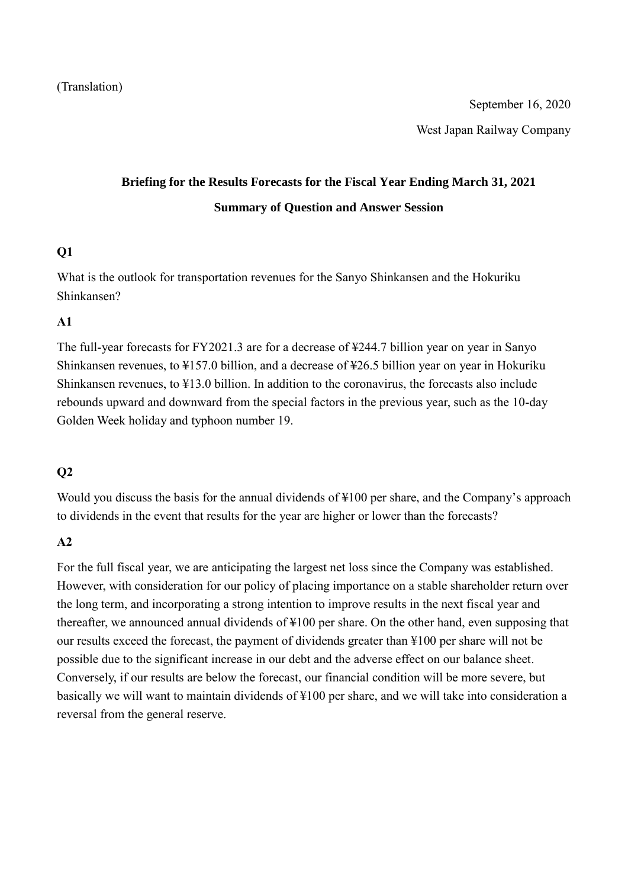(Translation)

September 16, 2020

West Japan Railway Company

**Briefing for the Results Forecasts for the Fiscal Year Ending March 31, 2021**

**Summary of Question and Answer Session**

**Q1**

What is the outlook for transportation revenues for the Sanyo Shinkansen and the Hokuriku Shinkansen?

**A1**

The full-year forecasts for FY2021.3 are for a decrease of ¥244.7 billion year on year in Sanyo Shinkansen revenues, to ¥157.0 billion, and a decrease of ¥26.5 billion year on year in Hokuriku Shinkansen revenues, to ¥13.0 billion. In addition to the coronavirus, the forecasts also include rebounds upward and downward from the special factors in the previous year, such as the 10-day Golden Week holiday and typhoon number 19.

**Q2**

Would you discuss the basis for the annual dividends of ¥100 per share, and the Company's approach to dividends in the event that results for the year are higher or lower than the forecasts?

**A2**

For the full fiscal year, we are anticipating the largest net loss since the Company was established. However, with consideration for our policy of placing importance on a stable shareholder return over the long term, and incorporating a strong intention to improve results in the next fiscal year and thereafter, we announced annual dividends of ¥100 per share. On the other hand, even supposing that our results exceed the forecast, the payment of dividends greater than ¥100 per share will not be possible due to the significant increase in our debt and the adverse effect on our balance sheet. Conversely, if our results are below the forecast, our financial condition will be more severe, but basically we will want to maintain dividends of ¥100 per share, and we will take into consideration a reversal from the general reserve.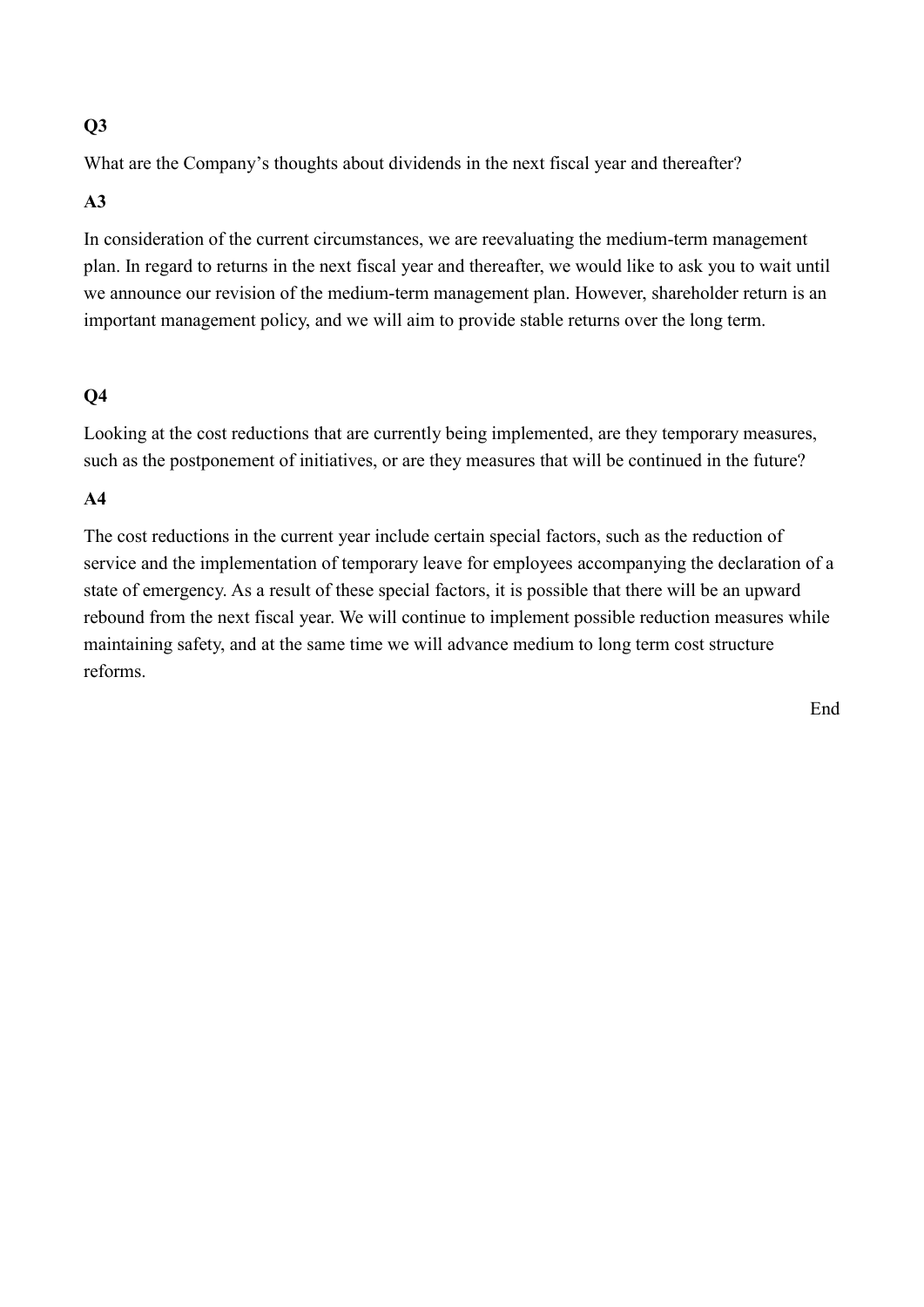**Q3**

What are the Company's thoughts about dividends in the next fiscal year and thereafter?

**A3**

In consideration of the current circumstances, we are reevaluating the medium-term management plan. In regard to returns in the next fiscal year and thereafter, we would like to ask you to wait until we announce our revision of the medium-term management plan. However, shareholder return is an important management policy, and we will aim to provide stable returns over the long term.

**Q4**

Looking at the cost reductions that are currently being implemented, are they temporary measures, such as the postponement of initiatives, or are they measures that will be continued in the future?

**A4**

The cost reductions in the current year include certain special factors, such as the reduction of service and the implementation of temporary leave for employees accompanying the declaration of a state of emergency. As a result of these special factors, it is possible that there will be an upward rebound from the next fiscal year. We will continue to implement possible reduction measures while maintaining safety, and at the same time we will advance medium to long term cost structure reforms.

End